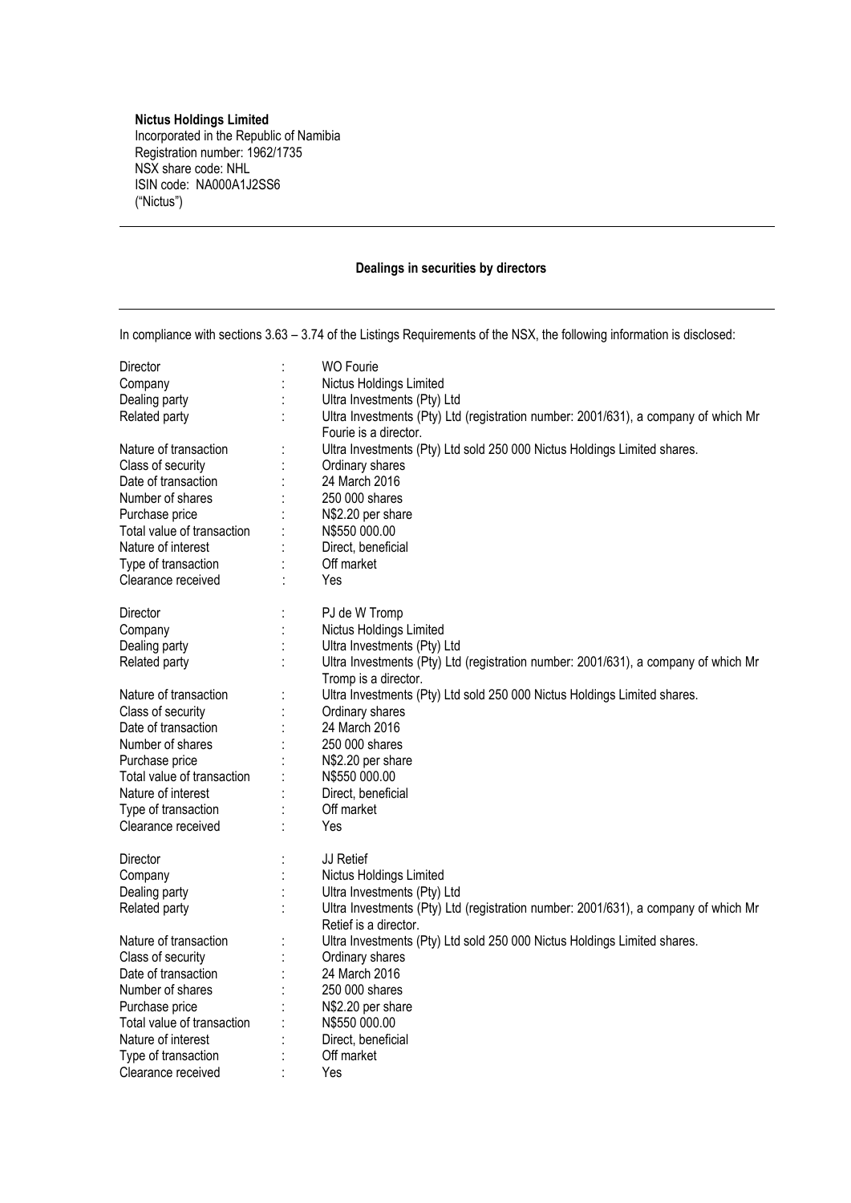**Nictus Holdings Limited**
Incorporated in the Republic of Namibia
Registration number: 1962/1735
NSX share code: NHL
ISIN code: NA000A1J2SS6
("Nictus")

---

**Dealings in securities by directors**

---

In compliance with sections 3.63 – 3.74 of the Listings Requirements of the NSX, the following information is disclosed:

| | | |
|---|---|---|
| Director | : | WO Fourie |
| Company | : | Nictus Holdings Limited |
| Dealing party | : | Ultra Investments (Pty) Ltd |
| Related party | : | Ultra Investments (Pty) Ltd (registration number: 2001/631), a company of which Mr Fourie is a director. |
| Nature of transaction | : | Ultra Investments (Pty) Ltd sold 250 000 Nictus Holdings Limited shares. |
| Class of security | : | Ordinary shares |
| Date of transaction | : | 24 March 2016 |
| Number of shares | : | 250 000 shares |
| Purchase price | : | N$2.20 per share |
| Total value of transaction | : | N$550 000.00 |
| Nature of interest | : | Direct, beneficial |
| Type of transaction | : | Off market |
| Clearance received | : | Yes |

| | | |
|---|---|---|
| Director | : | PJ de W Tromp |
| Company | : | Nictus Holdings Limited |
| Dealing party | : | Ultra Investments (Pty) Ltd |
| Related party | : | Ultra Investments (Pty) Ltd (registration number: 2001/631), a company of which Mr Tromp is a director. |
| Nature of transaction | : | Ultra Investments (Pty) Ltd sold 250 000 Nictus Holdings Limited shares. |
| Class of security | : | Ordinary shares |
| Date of transaction | : | 24 March 2016 |
| Number of shares | : | 250 000 shares |
| Purchase price | : | N$2.20 per share |
| Total value of transaction | : | N$550 000.00 |
| Nature of interest | : | Direct, beneficial |
| Type of transaction | : | Off market |
| Clearance received | : | Yes |

| | | |
|---|---|---|
| Director | : | JJ Retief |
| Company | : | Nictus Holdings Limited |
| Dealing party | : | Ultra Investments (Pty) Ltd |
| Related party | : | Ultra Investments (Pty) Ltd (registration number: 2001/631), a company of which Mr Retief is a director. |
| Nature of transaction | : | Ultra Investments (Pty) Ltd sold 250 000 Nictus Holdings Limited shares. |
| Class of security | : | Ordinary shares |
| Date of transaction | : | 24 March 2016 |
| Number of shares | : | 250 000 shares |
| Purchase price | : | N$2.20 per share |
| Total value of transaction | : | N$550 000.00 |
| Nature of interest | : | Direct, beneficial |
| Type of transaction | : | Off market |
| Clearance received | : | Yes |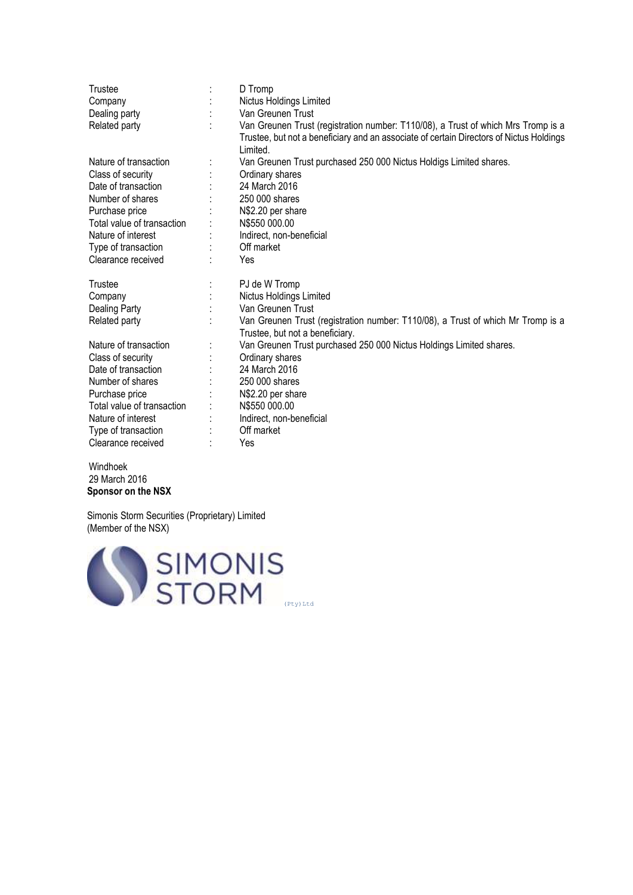| | | |
|---|---|---|
| Trustee | : | D Tromp |
| Company | : | Nictus Holdings Limited |
| Dealing party | : | Van Greunen Trust |
| Related party | : | Van Greunen Trust (registration number: T110/08), a Trust of which Mrs Tromp is a Trustee, but not a beneficiary and an associate of certain Directors of Nictus Holdings Limited. |
| Nature of transaction | : | Van Greunen Trust purchased 250 000 Nictus Holdigs Limited shares. |
| Class of security | : | Ordinary shares |
| Date of transaction | : | 24 March 2016 |
| Number of shares | : | 250 000 shares |
| Purchase price | : | N$2.20 per share |
| Total value of transaction | : | N$550 000.00 |
| Nature of interest | : | Indirect, non-beneficial |
| Type of transaction | : | Off market |
| Clearance received | : | Yes |

| | | |
|---|---|---|
| Trustee | : | PJ de W Tromp |
| Company | : | Nictus Holdings Limited |
| Dealing Party | : | Van Greunen Trust |
| Related party | : | Van Greunen Trust (registration number: T110/08), a Trust of which Mr Tromp is a Trustee, but not a beneficiary. |
| Nature of transaction | : | Van Greunen Trust purchased 250 000 Nictus Holdings Limited shares. |
| Class of security | : | Ordinary shares |
| Date of transaction | : | 24 March 2016 |
| Number of shares | : | 250 000 shares |
| Purchase price | : | N$2.20 per share |
| Total value of transaction | : | N$550 000.00 |
| Nature of interest | : | Indirect, non-beneficial |
| Type of transaction | : | Off market |
| Clearance received | : | Yes |

Windhoek
29 March 2016

**Sponsor on the NSX**

Simonis Storm Securities (Proprietary) Limited
(Member of the NSX)

SIMONIS STORM (Pty) Ltd